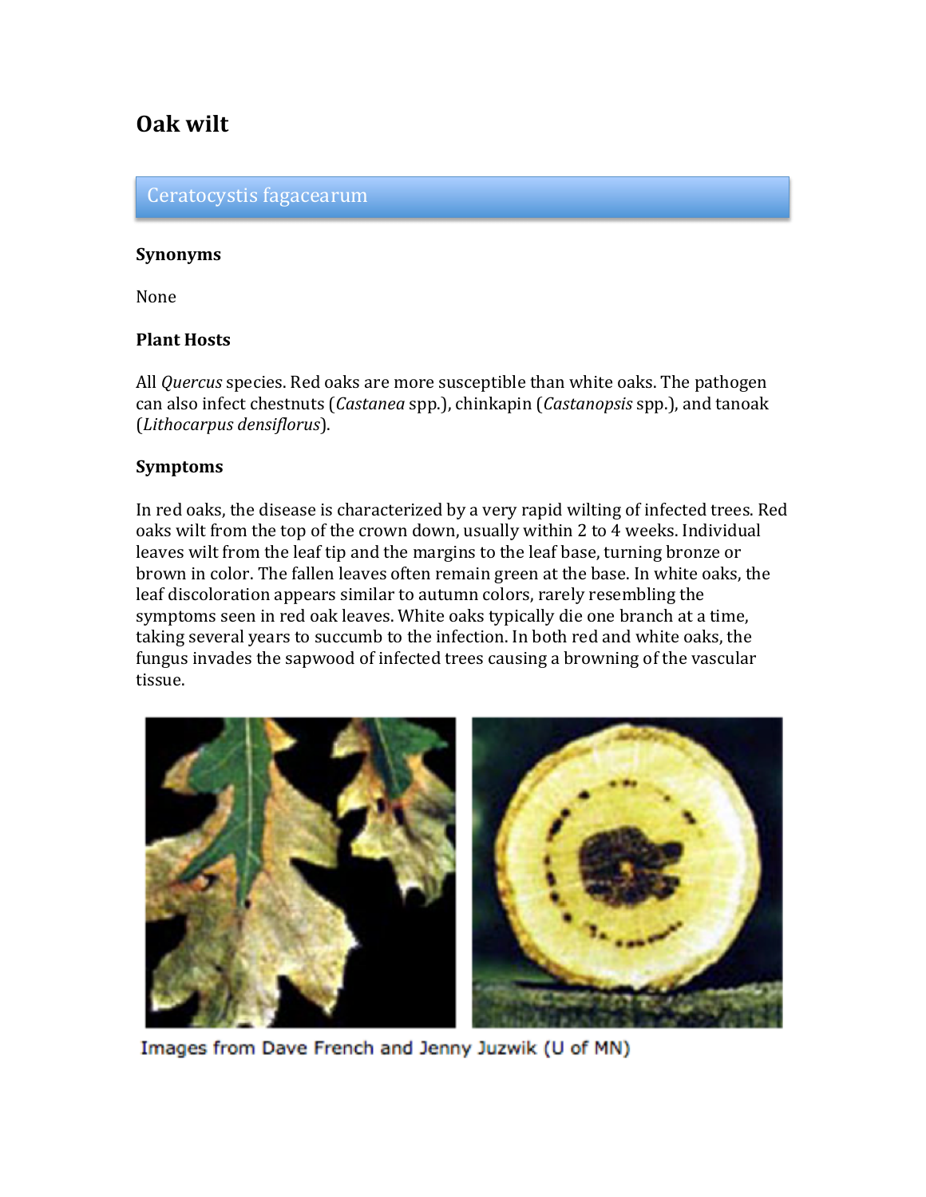# Oak wilt

## Ceratocystis fagacearum

### Synonyms

None

### Plant Hosts

All *Quercus* species. Red oaks are more susceptible than white oaks. The pathogen can also infect chestnuts (*Castanea* spp.), chinkapin (*Castanopsis* spp.), and tanoak (*Lithocarpus densiflorus*).

### Symptoms

In red oaks, the disease is characterized by a very rapid wilting of infected trees. Red oaks wilt from the top of the crown down, usually within 2 to 4 weeks. Individual leaves wilt from the leaf tip and the margins to the leaf base, turning bronze or brown in color. The fallen leaves often remain green at the base. In white oaks, the leaf discoloration appears similar to autumn colors, rarely resembling the symptoms seen in red oak leaves. White oaks typically die one branch at a time, taking several years to succumb to the infection. In both red and white oaks, the fungus invades the sapwood of infected trees causing a browning of the vascular tissue.

Images from Dave French and Jenny Juzwik (U of MN)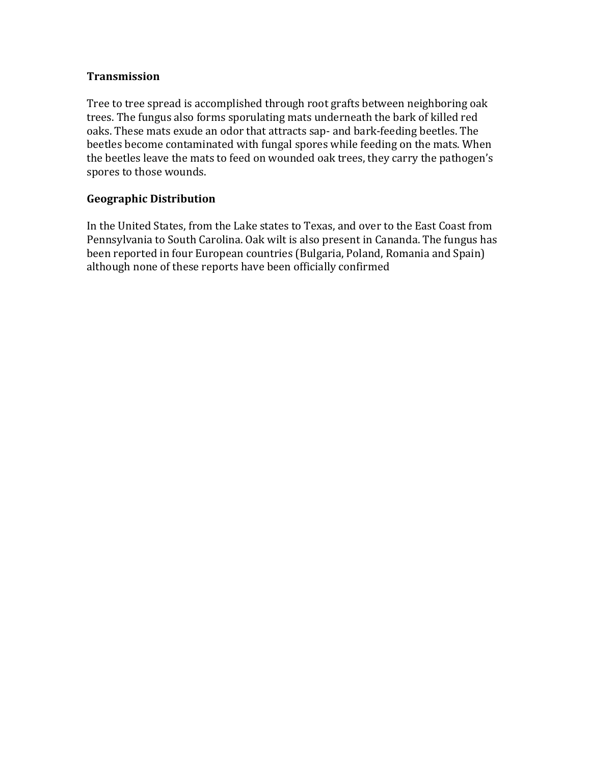**Transmission**

Tree to tree spread is accomplished through root grafts between neighboring oak trees. The fungus also forms sporulating mats underneath the bark of killed red oaks. These mats exude an odor that attracts sap- and bark-feeding beetles. The beetles become contaminated with fungal spores while feeding on the mats. When the beetles leave the mats to feed on wounded oak trees, they carry the pathogen's spores to those wounds.

**Geographic Distribution**

In the United States, from the Lake states to Texas, and over to the East Coast from Pennsylvania to South Carolina. Oak wilt is also present in Cananda. The fungus has been reported in four European countries (Bulgaria, Poland, Romania and Spain) although none of these reports have been officially confirmed